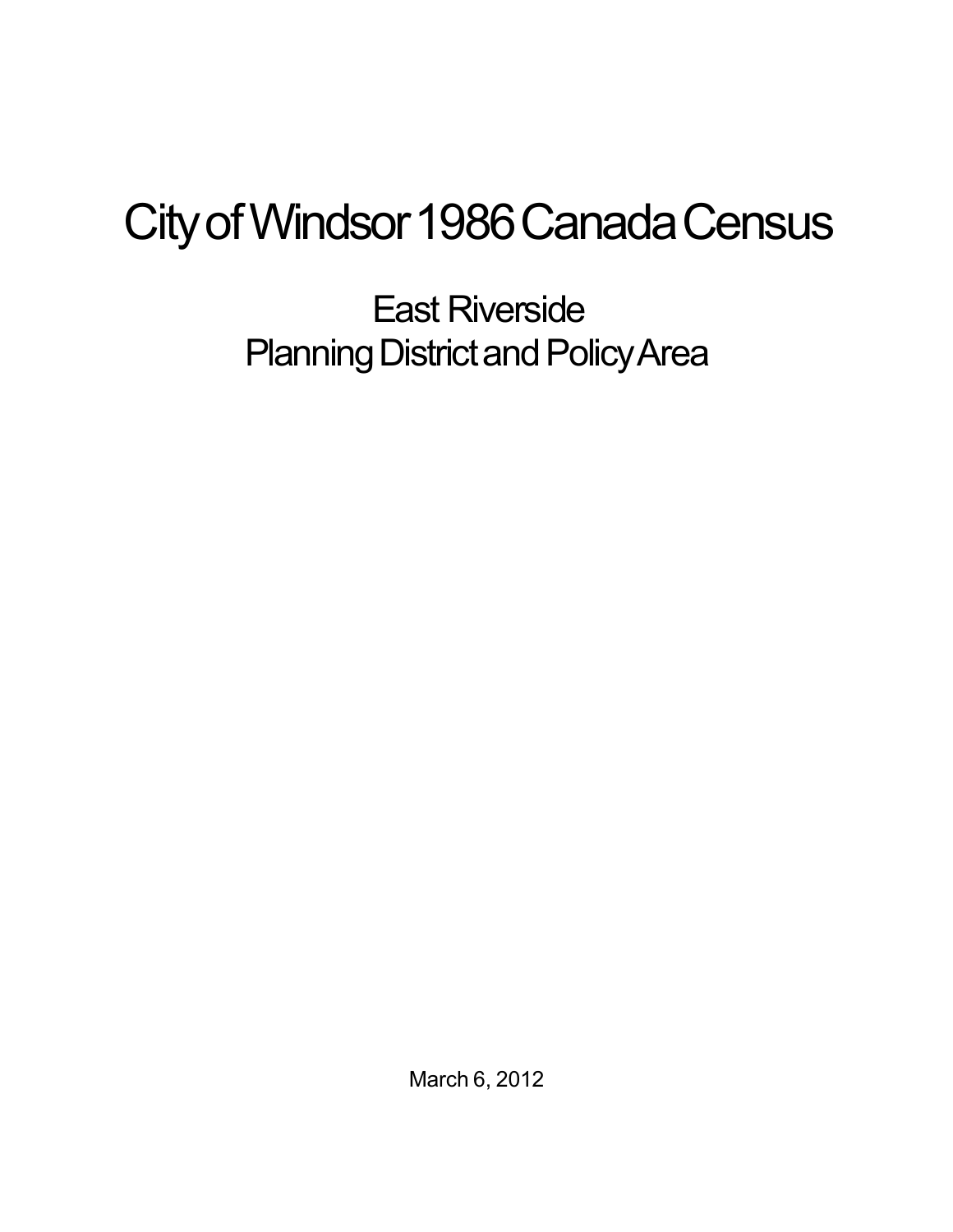# City of Windsor 1986 Canada Census

## East Riverside
## Planning District and Policy Area

March 6, 2012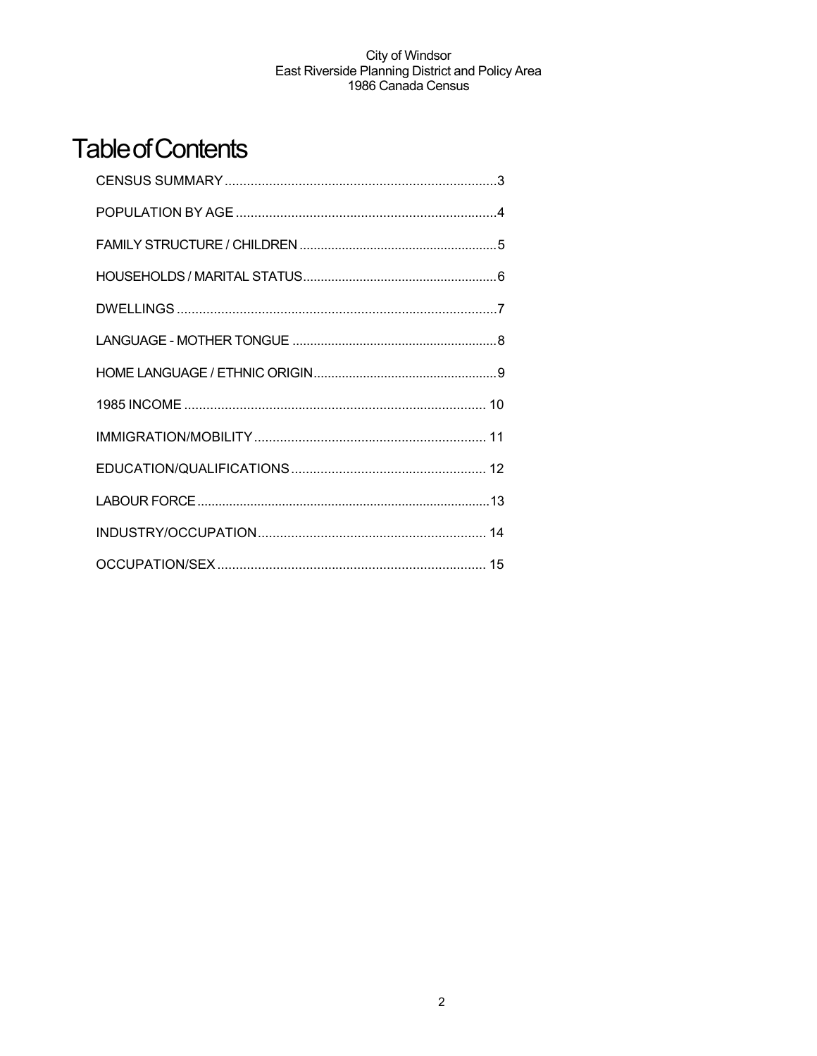# Table of Contents

CENSUS SUMMARY ..........................................................................3

POPULATION BY AGE ......................................................................4

FAMILY STRUCTURE / CHILDREN .......................................................5

HOUSEHOLDS / MARITAL STATUS......................................................6

DWELLINGS .......................................................................................7

LANGUAGE - MOTHER TONGUE .........................................................8

HOME LANGUAGE / ETHNIC ORIGIN...................................................9

1985 INCOME .................................................................................. 10

IMMIGRATION/MOBILITY ............................................................... 11

EDUCATION/QUALIFICATIONS ..................................................... 12

LABOUR FORCE .................................................................................13

INDUSTRY/OCCUPATION .............................................................. 14

OCCUPATION/SEX ......................................................................... 15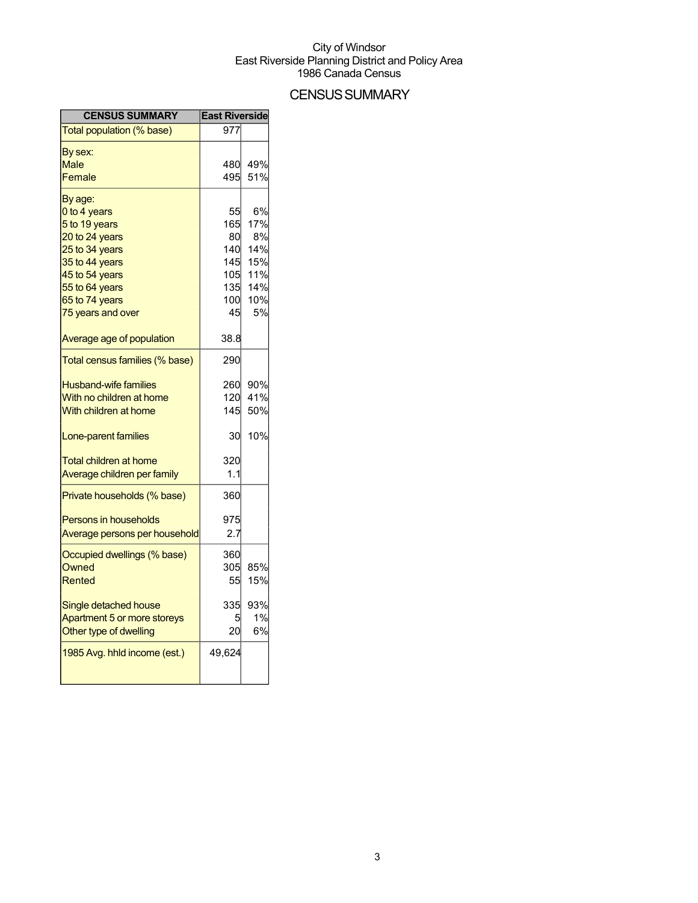City of Windsor
East Riverside Planning District and Policy Area
1986 Canada Census

# CENSUS SUMMARY

| CENSUS SUMMARY | East Riverside | |
|---|---|---|
| Total population (% base) | 977 | |
| By sex: | | |
| Male | 480 | 49% |
| Female | 495 | 51% |
| By age: | | |
| 0 to 4 years | 55 | 6% |
| 5 to 19 years | 165 | 17% |
| 20 to 24 years | 80 | 8% |
| 25 to 34 years | 140 | 14% |
| 35 to 44 years | 145 | 15% |
| 45 to 54 years | 105 | 11% |
| 55 to 64 years | 135 | 14% |
| 65 to 74 years | 100 | 10% |
| 75 years and over | 45 | 5% |
| Average age of population | 38.8 | |
| Total census families (% base) | 290 | |
| Husband-wife families | 260 | 90% |
| With no children at home | 120 | 41% |
| With children at home | 145 | 50% |
| Lone-parent families | 30 | 10% |
| Total children at home | 320 | |
| Average children per family | 1.1 | |
| Private households (% base) | 360 | |
| Persons in households | 975 | |
| Average persons per household | 2.7 | |
| Occupied dwellings (% base) | 360 | |
| Owned | 305 | 85% |
| Rented | 55 | 15% |
| Single detached house | 335 | 93% |
| Apartment 5 or more storeys | 5 | 1% |
| Other type of dwelling | 20 | 6% |
| 1985 Avg. hhld income (est.) | 49,624 | |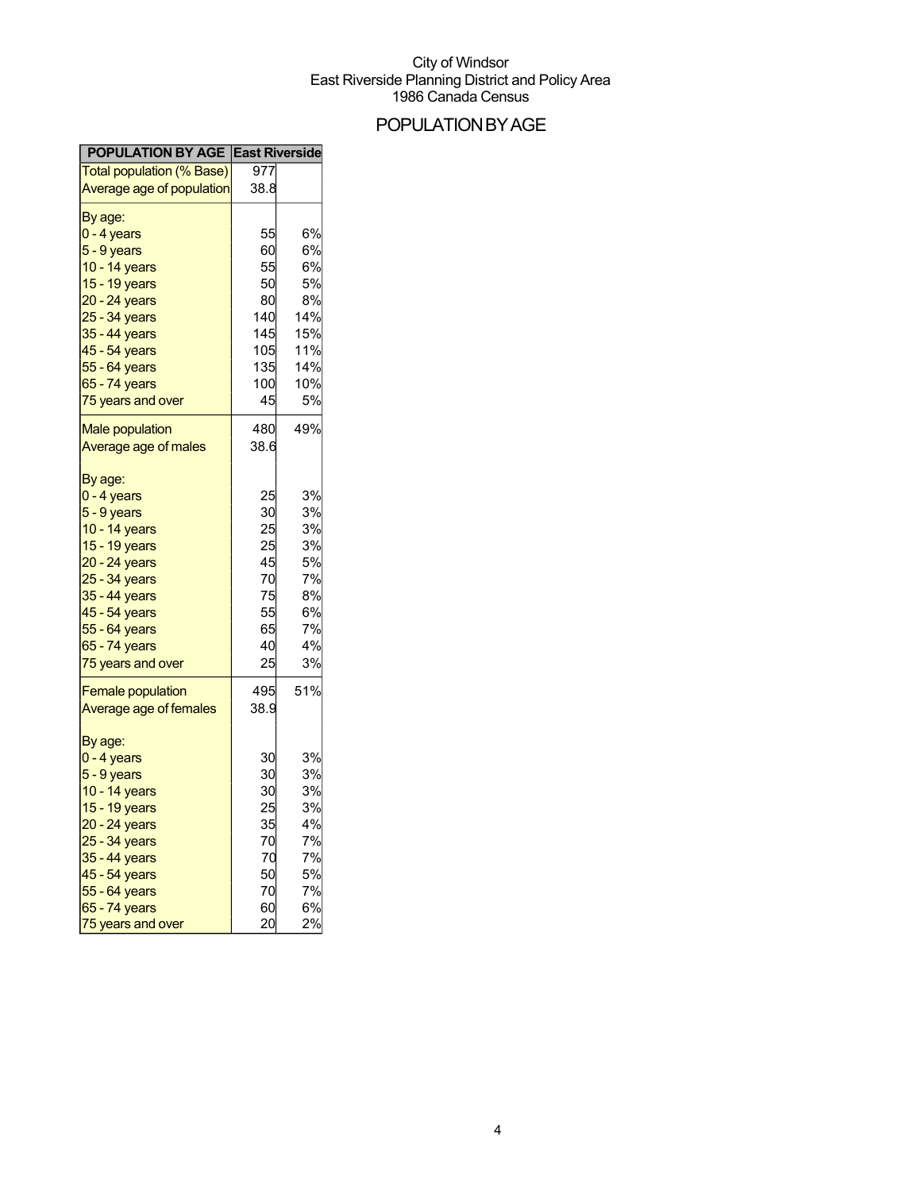City of Windsor
East Riverside Planning District and Policy Area
1986 Canada Census

# POPULATION BY AGE

| POPULATION BY AGE | East Riverside | |
|---|---|---|
| Total population (% Base) | 977 | |
| Average age of population | 38.8 | |
| By age: | | |
| 0 - 4 years | 55 | 6% |
| 5 - 9 years | 60 | 6% |
| 10 - 14 years | 55 | 6% |
| 15 - 19 years | 50 | 5% |
| 20 - 24 years | 80 | 8% |
| 25 - 34 years | 140 | 14% |
| 35 - 44 years | 145 | 15% |
| 45 - 54 years | 105 | 11% |
| 55 - 64 years | 135 | 14% |
| 65 - 74 years | 100 | 10% |
| 75 years and over | 45 | 5% |
| Male population | 480 | 49% |
| Average age of males | 38.6 | |
| By age: | | |
| 0 - 4 years | 25 | 3% |
| 5 - 9 years | 30 | 3% |
| 10 - 14 years | 25 | 3% |
| 15 - 19 years | 25 | 3% |
| 20 - 24 years | 45 | 5% |
| 25 - 34 years | 70 | 7% |
| 35 - 44 years | 75 | 8% |
| 45 - 54 years | 55 | 6% |
| 55 - 64 years | 65 | 7% |
| 65 - 74 years | 40 | 4% |
| 75 years and over | 25 | 3% |
| Female population | 495 | 51% |
| Average age of females | 38.9 | |
| By age: | | |
| 0 - 4 years | 30 | 3% |
| 5 - 9 years | 30 | 3% |
| 10 - 14 years | 30 | 3% |
| 15 - 19 years | 25 | 3% |
| 20 - 24 years | 35 | 4% |
| 25 - 34 years | 70 | 7% |
| 35 - 44 years | 70 | 7% |
| 45 - 54 years | 50 | 5% |
| 55 - 64 years | 70 | 7% |
| 65 - 74 years | 60 | 6% |
| 75 years and over | 20 | 2% |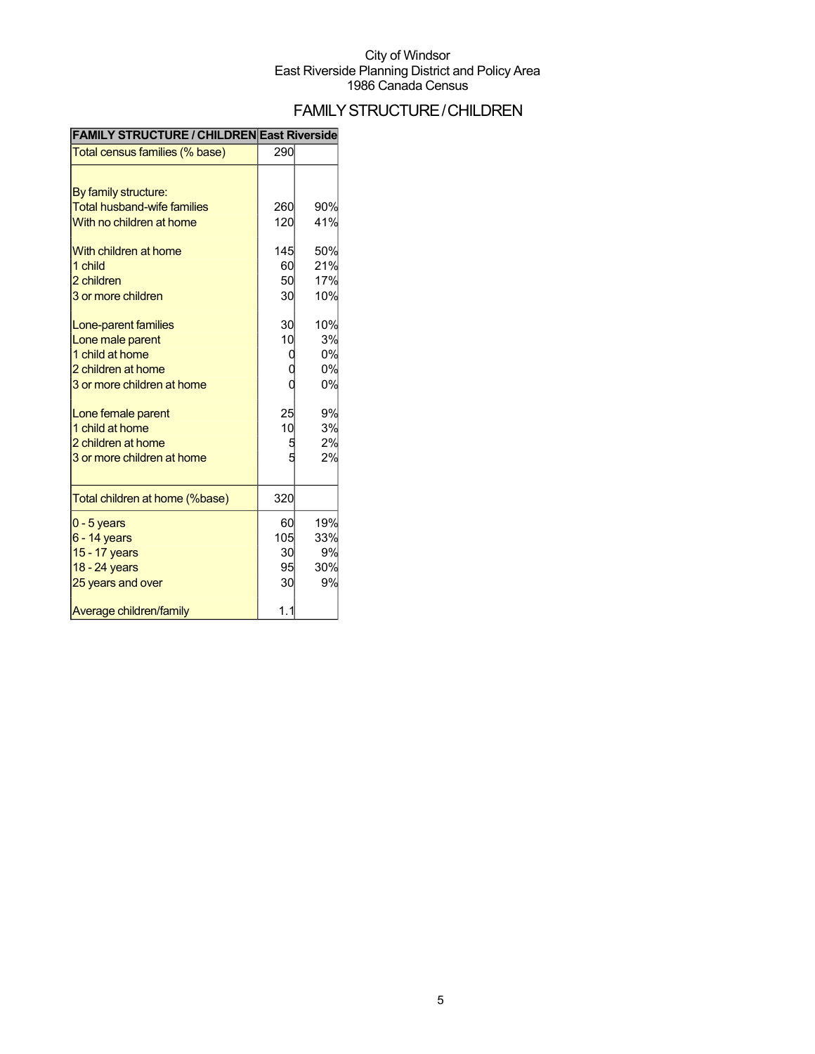City of Windsor
East Riverside Planning District and Policy Area
1986 Canada Census

# FAMILY STRUCTURE / CHILDREN

| FAMILY STRUCTURE / CHILDREN | East Riverside | |
|---|---|---|
| Total census families (% base) | 290 | |
| | | |
| By family structure: | | |
| Total husband-wife families | 260 | 90% |
| With no children at home | 120 | 41% |
| | | |
| With children at home | 145 | 50% |
| 1 child | 60 | 21% |
| 2 children | 50 | 17% |
| 3 or more children | 30 | 10% |
| | | |
| Lone-parent families | 30 | 10% |
| Lone male parent | 10 | 3% |
| 1 child at home | 0 | 0% |
| 2 children at home | 0 | 0% |
| 3 or more children at home | 0 | 0% |
| | | |
| Lone female parent | 25 | 9% |
| 1 child at home | 10 | 3% |
| 2 children at home | 5 | 2% |
| 3 or more children at home | 5 | 2% |
| | | |
| Total children at home (%base) | 320 | |
| 0 - 5 years | 60 | 19% |
| 6 - 14 years | 105 | 33% |
| 15 - 17 years | 30 | 9% |
| 18 - 24 years | 95 | 30% |
| 25 years and over | 30 | 9% |
| | | |
| Average children/family | 1.1 | |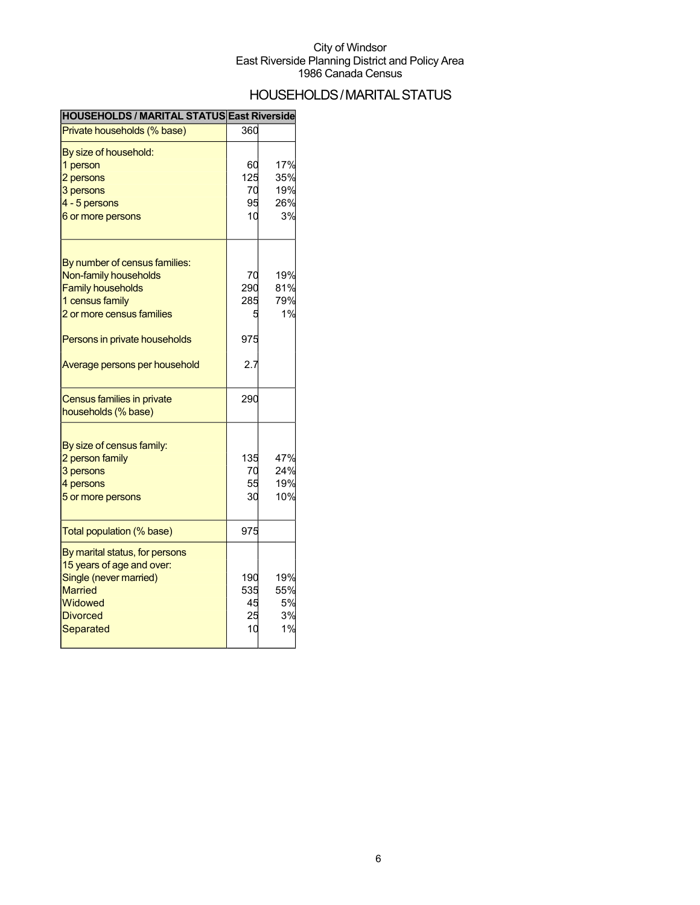City of Windsor
East Riverside Planning District and Policy Area
1986 Canada Census

# HOUSEHOLDS / MARITAL STATUS

| HOUSEHOLDS / MARITAL STATUS | East Riverside | |
|---|---|---|
| Private households (% base) | 360 | |
| By size of household: | | |
| 1 person | 60 | 17% |
| 2 persons | 125 | 35% |
| 3 persons | 70 | 19% |
| 4 - 5 persons | 95 | 26% |
| 6 or more persons | 10 | 3% |
| By number of census families: | | |
| Non-family households | 70 | 19% |
| Family households | 290 | 81% |
| 1 census family | 285 | 79% |
| 2 or more census families | 5 | 1% |
| Persons in private households | 975 | |
| Average persons per household | 2.7 | |
| Census families in private households (% base) | 290 | |
| By size of census family: | | |
| 2 person family | 135 | 47% |
| 3 persons | 70 | 24% |
| 4 persons | 55 | 19% |
| 5 or more persons | 30 | 10% |
| Total population (% base) | 975 | |
| By marital status, for persons 15 years of age and over: | | |
| Single (never married) | 190 | 19% |
| Married | 535 | 55% |
| Widowed | 45 | 5% |
| Divorced | 25 | 3% |
| Separated | 10 | 1% |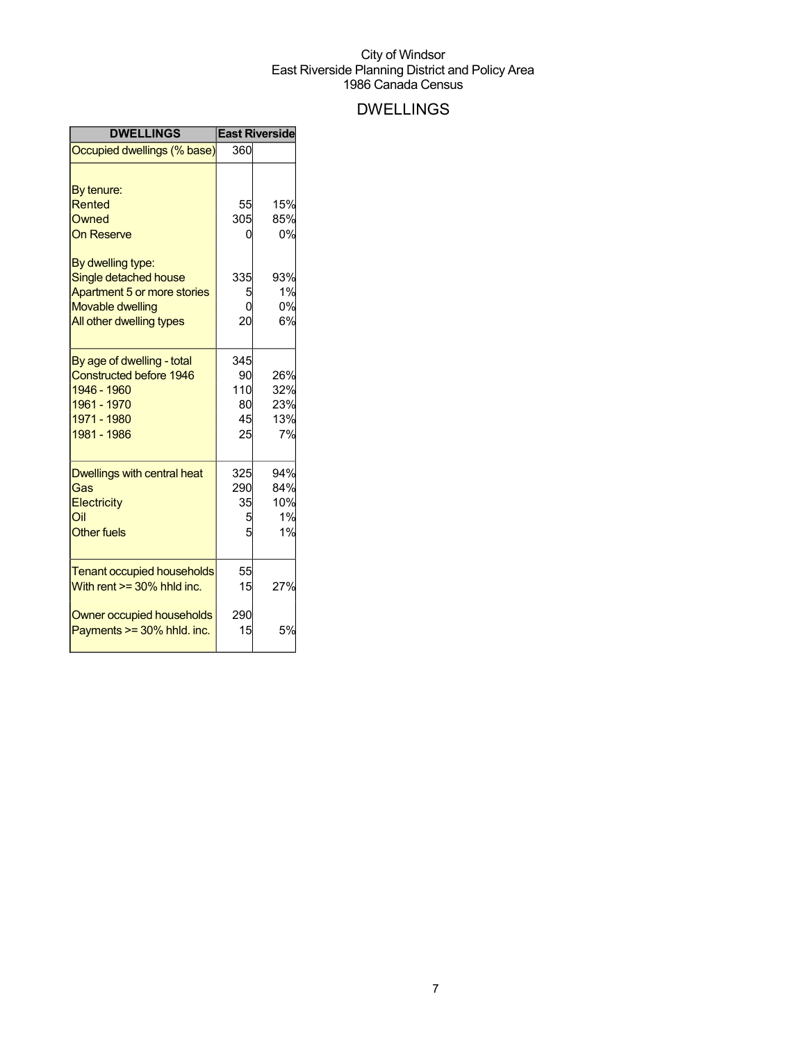City of Windsor
East Riverside Planning District and Policy Area
1986 Canada Census

# DWELLINGS

| DWELLINGS | East Riverside | |
|---|---|---|
| Occupied dwellings (% base) | 360 | |
| | | |
| By tenure: | | |
| Rented | 55 | 15% |
| Owned | 305 | 85% |
| On Reserve | 0 | 0% |
| | | |
| By dwelling type: | | |
| Single detached house | 335 | 93% |
| Apartment 5 or more stories | 5 | 1% |
| Movable dwelling | 0 | 0% |
| All other dwelling types | 20 | 6% |
| | | |
| By age of dwelling - total | 345 | |
| Constructed before 1946 | 90 | 26% |
| 1946 - 1960 | 110 | 32% |
| 1961 - 1970 | 80 | 23% |
| 1971 - 1980 | 45 | 13% |
| 1981 - 1986 | 25 | 7% |
| | | |
| Dwellings with central heat | 325 | 94% |
| Gas | 290 | 84% |
| Electricity | 35 | 10% |
| Oil | 5 | 1% |
| Other fuels | 5 | 1% |
| | | |
| Tenant occupied households | 55 | |
| With rent >= 30% hhld inc. | 15 | 27% |
| | | |
| Owner occupied households | 290 | |
| Payments >= 30% hhld. inc. | 15 | 5% |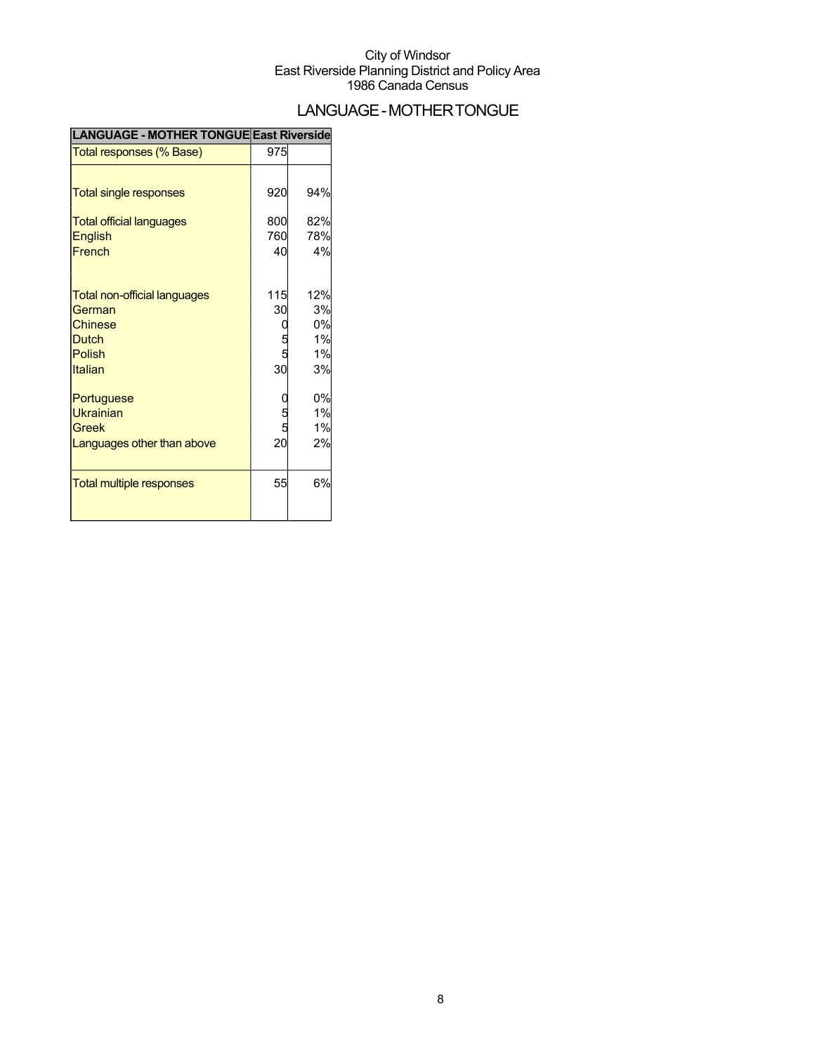City of Windsor
East Riverside Planning District and Policy Area
1986 Canada Census

# LANGUAGE - MOTHER TONGUE

| LANGUAGE - MOTHER TONGUE | East Riverside | |
|---|---|---|
| Total responses (% Base) | 975 | |
| Total single responses | 920 | 94% |
| Total official languages | 800 | 82% |
| English | 760 | 78% |
| French | 40 | 4% |
| Total non-official languages | 115 | 12% |
| German | 30 | 3% |
| Chinese | 0 | 0% |
| Dutch | 5 | 1% |
| Polish | 5 | 1% |
| Italian | 30 | 3% |
| Portuguese | 0 | 0% |
| Ukrainian | 5 | 1% |
| Greek | 5 | 1% |
| Languages other than above | 20 | 2% |
| Total multiple responses | 55 | 6% |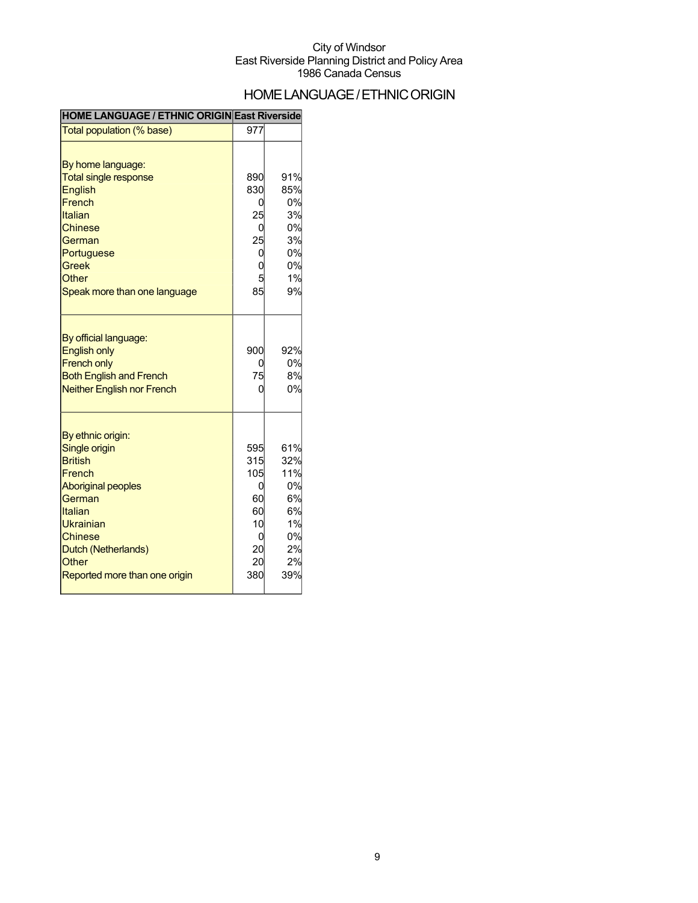City of Windsor
East Riverside Planning District and Policy Area
1986 Canada Census

# HOME LANGUAGE / ETHNIC ORIGIN

| HOME LANGUAGE / ETHNIC ORIGIN | East Riverside | |
|---|---|---|
| Total population (% base) | 977 | |
| By home language: | | |
| Total single response | 890 | 91% |
| English | 830 | 85% |
| French | 0 | 0% |
| Italian | 25 | 3% |
| Chinese | 0 | 0% |
| German | 25 | 3% |
| Portuguese | 0 | 0% |
| Greek | 0 | 0% |
| Other | 5 | 1% |
| Speak more than one language | 85 | 9% |
| By official language: | | |
| English only | 900 | 92% |
| French only | 0 | 0% |
| Both English and French | 75 | 8% |
| Neither English nor French | 0 | 0% |
| By ethnic origin: | | |
| Single origin | 595 | 61% |
| British | 315 | 32% |
| French | 105 | 11% |
| Aboriginal peoples | 0 | 0% |
| German | 60 | 6% |
| Italian | 60 | 6% |
| Ukrainian | 10 | 1% |
| Chinese | 0 | 0% |
| Dutch (Netherlands) | 20 | 2% |
| Other | 20 | 2% |
| Reported more than one origin | 380 | 39% |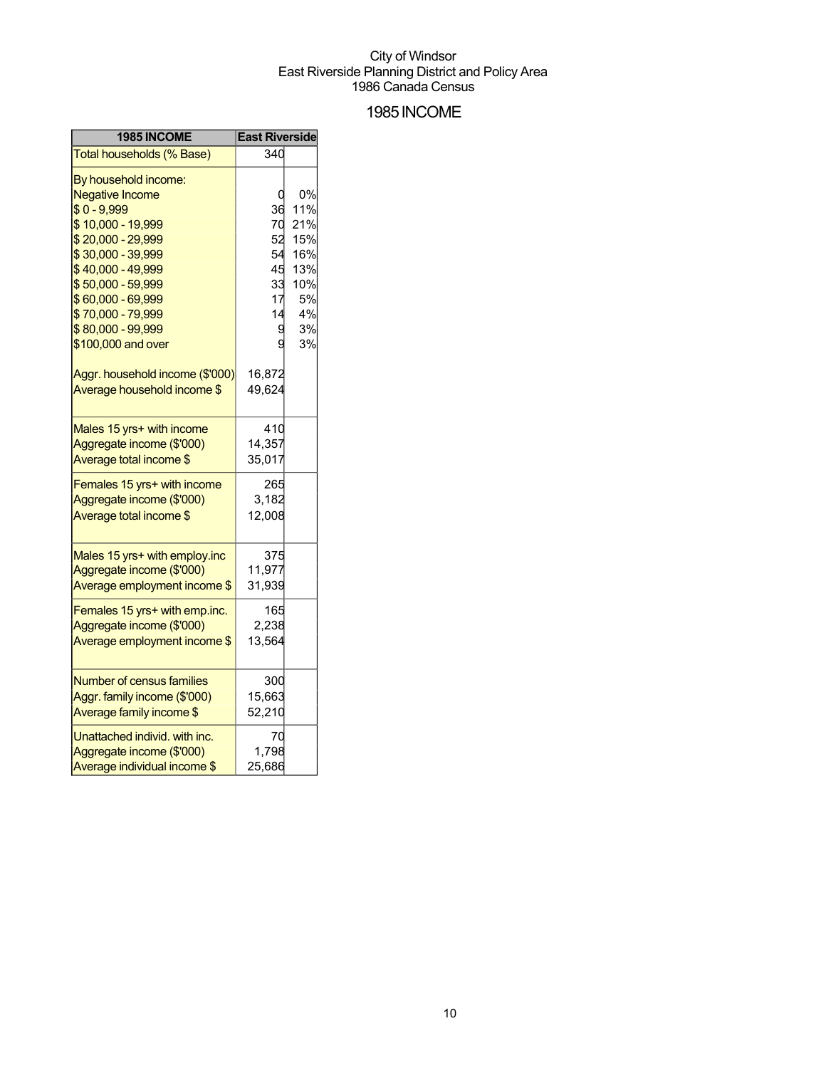City of Windsor
East Riverside Planning District and Policy Area
1986 Canada Census

# 1985 INCOME

| 1985 INCOME | East Riverside | |
|---|---|---|
| Total households (% Base) | 340 | |
| By household income: | | |
| Negative Income | 0 | 0% |
| $ 0 - 9,999 | 36 | 11% |
| $ 10,000 - 19,999 | 70 | 21% |
| $ 20,000 - 29,999 | 52 | 15% |
| $ 30,000 - 39,999 | 54 | 16% |
| $ 40,000 - 49,999 | 45 | 13% |
| $ 50,000 - 59,999 | 33 | 10% |
| $ 60,000 - 69,999 | 17 | 5% |
| $ 70,000 - 79,999 | 14 | 4% |
| $ 80,000 - 99,999 | 9 | 3% |
| $100,000 and over | 9 | 3% |
| Aggr. household income ($'000) | 16,872 | |
| Average household income $ | 49,624 | |
| Males 15 yrs+ with income | 410 | |
| Aggregate income ($'000) | 14,357 | |
| Average total income $ | 35,017 | |
| Females 15 yrs+ with income | 265 | |
| Aggregate income ($'000) | 3,182 | |
| Average total income $ | 12,008 | |
| Males 15 yrs+ with employ.inc | 375 | |
| Aggregate income ($'000) | 11,977 | |
| Average employment income $ | 31,939 | |
| Females 15 yrs+ with emp.inc. | 165 | |
| Aggregate income ($'000) | 2,238 | |
| Average employment income $ | 13,564 | |
| Number of census families | 300 | |
| Aggr. family income ($'000) | 15,663 | |
| Average family income $ | 52,210 | |
| Unattached individ. with inc. | 70 | |
| Aggregate income ($'000) | 1,798 | |
| Average individual income $ | 25,686 | |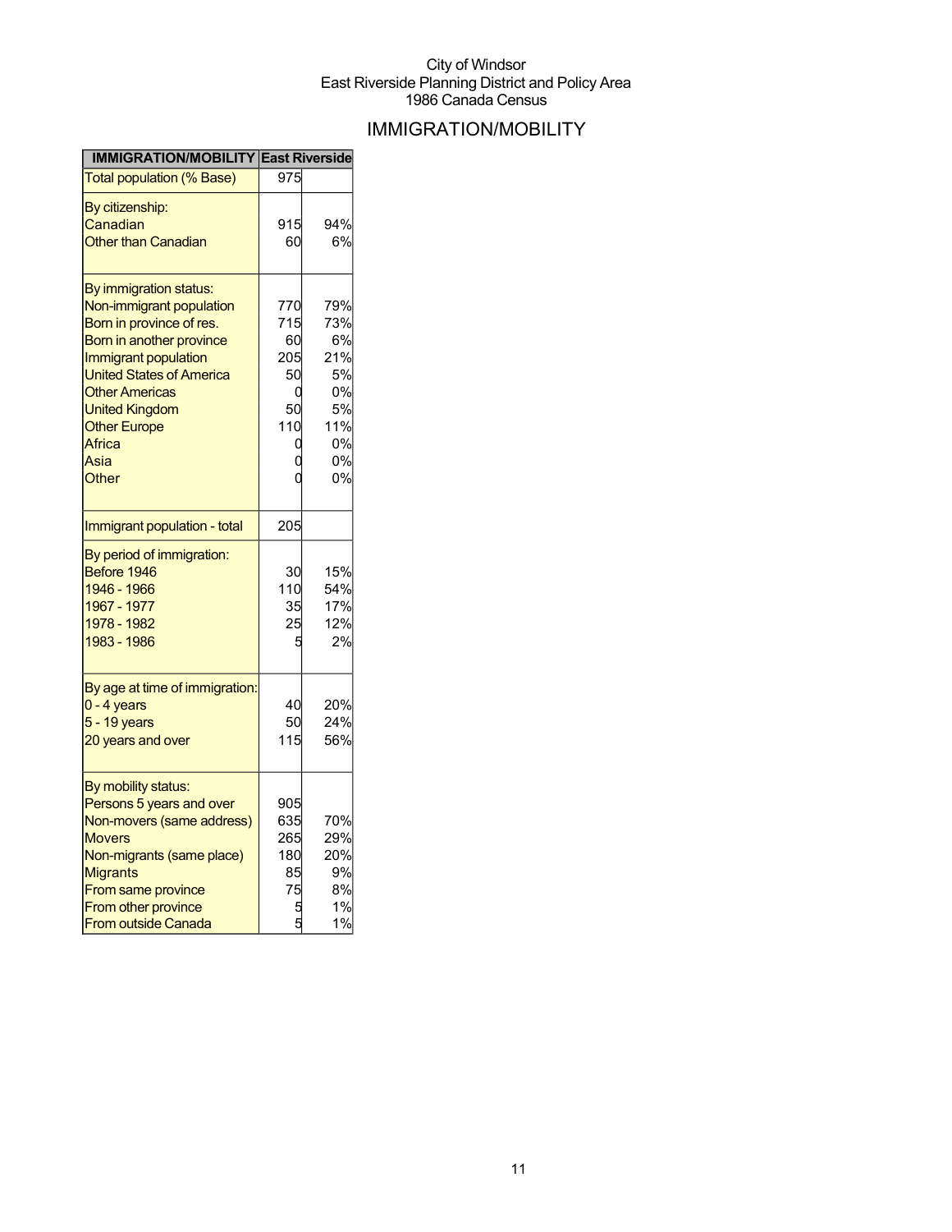City of Windsor
East Riverside Planning District and Policy Area
1986 Canada Census

# IMMIGRATION/MOBILITY

| IMMIGRATION/MOBILITY | East Riverside | |
|---|---|---|
| Total population (% Base) | 975 | |
| By citizenship: | | |
| Canadian | 915 | 94% |
| Other than Canadian | 60 | 6% |
| By immigration status: | | |
| Non-immigrant population | 770 | 79% |
| Born in province of res. | 715 | 73% |
| Born in another province | 60 | 6% |
| Immigrant population | 205 | 21% |
| United States of America | 50 | 5% |
| Other Americas | 0 | 0% |
| United Kingdom | 50 | 5% |
| Other Europe | 110 | 11% |
| Africa | 0 | 0% |
| Asia | 0 | 0% |
| Other | 0 | 0% |
| Immigrant population - total | 205 | |
| By period of immigration: | | |
| Before 1946 | 30 | 15% |
| 1946 - 1966 | 110 | 54% |
| 1967 - 1977 | 35 | 17% |
| 1978 - 1982 | 25 | 12% |
| 1983 - 1986 | 5 | 2% |
| By age at time of immigration: | | |
| 0 - 4 years | 40 | 20% |
| 5 - 19 years | 50 | 24% |
| 20 years and over | 115 | 56% |
| By mobility status: | | |
| Persons 5 years and over | 905 | |
| Non-movers (same address) | 635 | 70% |
| Movers | 265 | 29% |
| Non-migrants (same place) | 180 | 20% |
| Migrants | 85 | 9% |
| From same province | 75 | 8% |
| From other province | 5 | 1% |
| From outside Canada | 5 | 1% |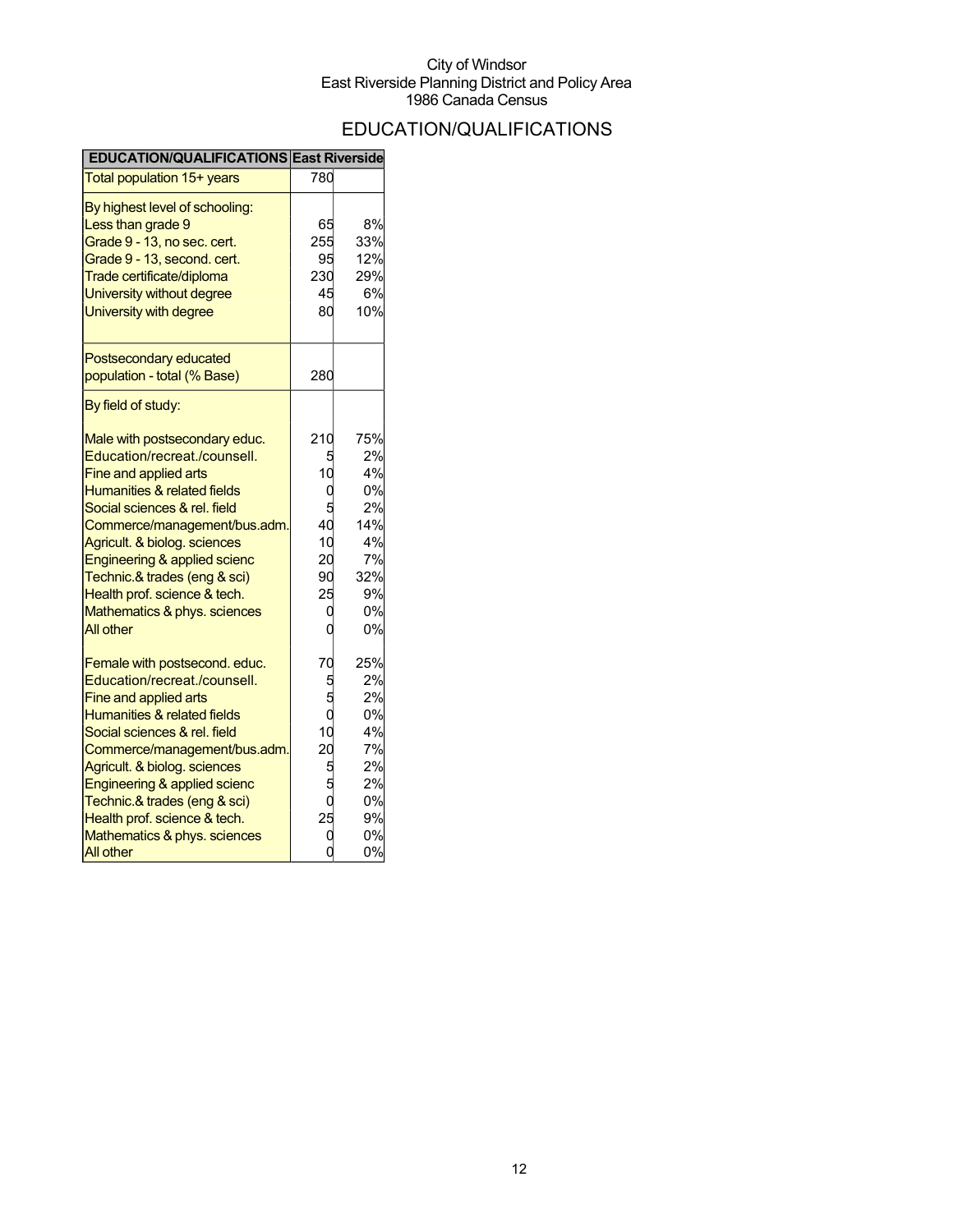City of Windsor
East Riverside Planning District and Policy Area
1986 Canada Census

# EDUCATION/QUALIFICATIONS

| EDUCATION/QUALIFICATIONS | East Riverside | |
|---|---|---|
| Total population 15+ years | 780 | |
| By highest level of schooling: | | |
| Less than grade 9 | 65 | 8% |
| Grade 9 - 13, no sec. cert. | 255 | 33% |
| Grade 9 - 13, second. cert. | 95 | 12% |
| Trade certificate/diploma | 230 | 29% |
| University without degree | 45 | 6% |
| University with degree | 80 | 10% |
| Postsecondary educated population - total (% Base) | 280 | |
| By field of study: | | |
| Male with postsecondary educ. | 210 | 75% |
| Education/recreat./counsell. | 5 | 2% |
| Fine and applied arts | 10 | 4% |
| Humanities & related fields | 0 | 0% |
| Social sciences & rel. field | 5 | 2% |
| Commerce/management/bus.adm. | 40 | 14% |
| Agricult. & biolog. sciences | 10 | 4% |
| Engineering & applied scienc | 20 | 7% |
| Technic.& trades (eng & sci) | 90 | 32% |
| Health prof. science & tech. | 25 | 9% |
| Mathematics & phys. sciences | 0 | 0% |
| All other | 0 | 0% |
| Female with postsecond. educ. | 70 | 25% |
| Education/recreat./counsell. | 5 | 2% |
| Fine and applied arts | 5 | 2% |
| Humanities & related fields | 0 | 0% |
| Social sciences & rel. field | 10 | 4% |
| Commerce/management/bus.adm. | 20 | 7% |
| Agricult. & biolog. sciences | 5 | 2% |
| Engineering & applied scienc | 5 | 2% |
| Technic.& trades (eng & sci) | 0 | 0% |
| Health prof. science & tech. | 25 | 9% |
| Mathematics & phys. sciences | 0 | 0% |
| All other | 0 | 0% |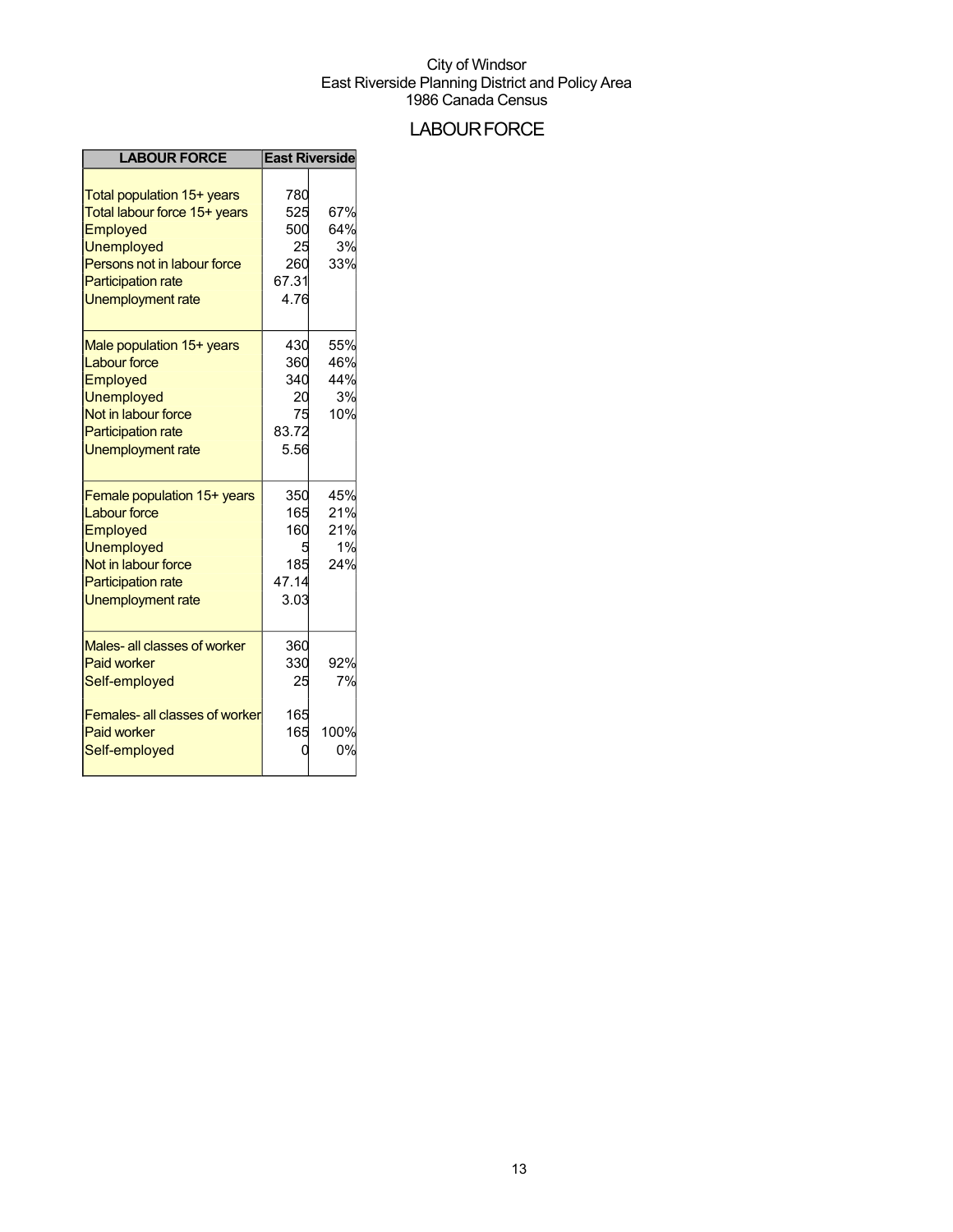City of Windsor
East Riverside Planning District and Policy Area
1986 Canada Census

# LABOUR FORCE

| LABOUR FORCE | East Riverside | |
|---|---|---|
| Total population 15+ years | 780 | |
| Total labour force 15+ years | 525 | 67% |
| Employed | 500 | 64% |
| Unemployed | 25 | 3% |
| Persons not in labour force | 260 | 33% |
| Participation rate | 67.31 | |
| Unemployment rate | 4.76 | |
| | | |
| Male population 15+ years | 430 | 55% |
| Labour force | 360 | 46% |
| Employed | 340 | 44% |
| Unemployed | 20 | 3% |
| Not in labour force | 75 | 10% |
| Participation rate | 83.72 | |
| Unemployment rate | 5.56 | |
| | | |
| Female population 15+ years | 350 | 45% |
| Labour force | 165 | 21% |
| Employed | 160 | 21% |
| Unemployed | 5 | 1% |
| Not in labour force | 185 | 24% |
| Participation rate | 47.14 | |
| Unemployment rate | 3.03 | |
| | | |
| Males- all classes of worker | 360 | |
| Paid worker | 330 | 92% |
| Self-employed | 25 | 7% |
| | | |
| Females- all classes of worker | 165 | |
| Paid worker | 165 | 100% |
| Self-employed | 0 | 0% |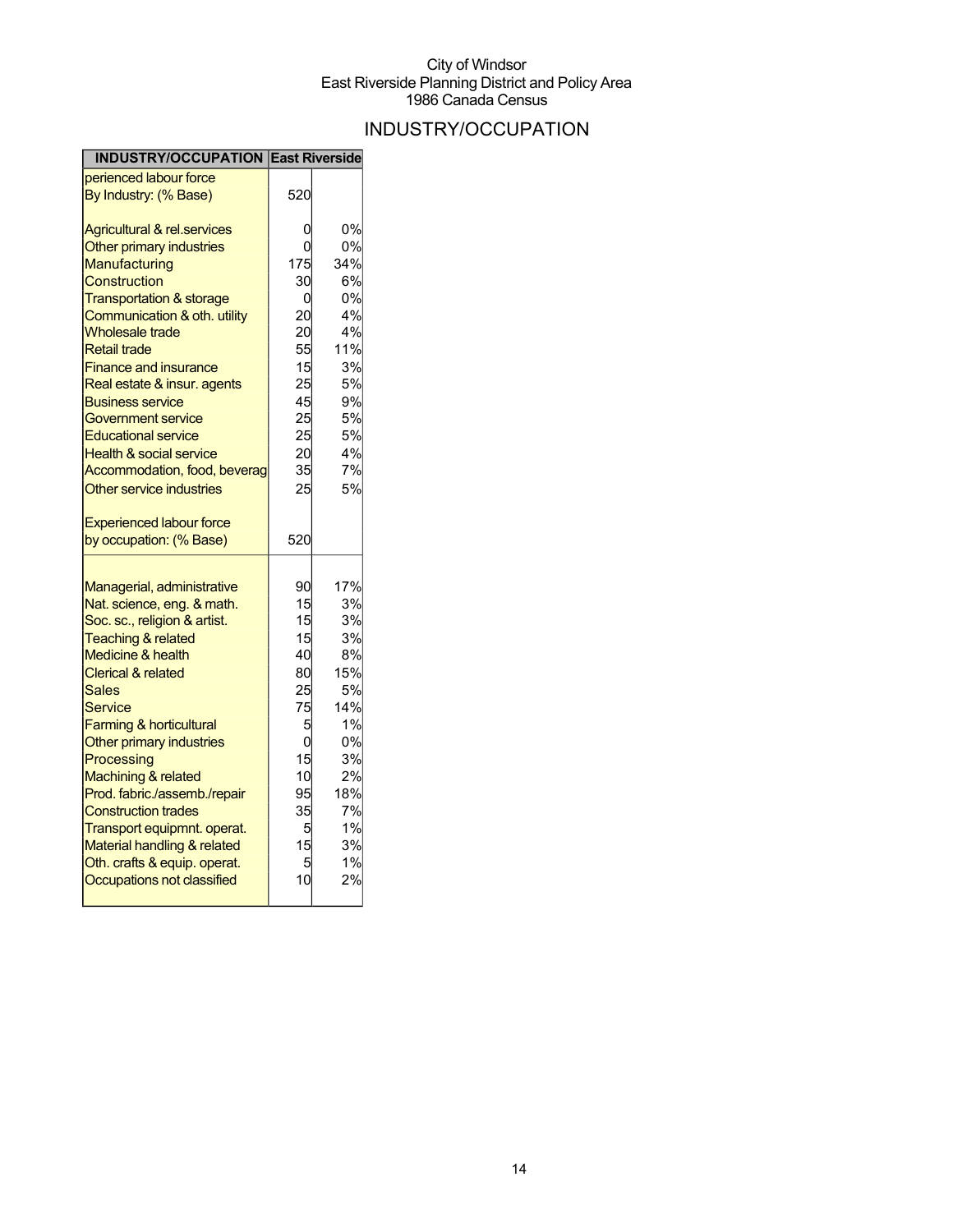City of Windsor
East Riverside Planning District and Policy Area
1986 Canada Census

# INDUSTRY/OCCUPATION

| INDUSTRY/OCCUPATION | East Riverside | |
|---|---|---|
| perienced labour force By Industry: (% Base) | 520 | |
| Agricultural & rel.services | 0 | 0% |
| Other primary industries | 0 | 0% |
| Manufacturing | 175 | 34% |
| Construction | 30 | 6% |
| Transportation & storage | 0 | 0% |
| Communication & oth. utility | 20 | 4% |
| Wholesale trade | 20 | 4% |
| Retail trade | 55 | 11% |
| Finance and insurance | 15 | 3% |
| Real estate & insur. agents | 25 | 5% |
| Business service | 45 | 9% |
| Government service | 25 | 5% |
| Educational service | 25 | 5% |
| Health & social service | 20 | 4% |
| Accommodation, food, beverag | 35 | 7% |
| Other service industries | 25 | 5% |
| Experienced labour force by occupation: (% Base) | 520 | |
| Managerial, administrative | 90 | 17% |
| Nat. science, eng. & math. | 15 | 3% |
| Soc. sc., religion & artist. | 15 | 3% |
| Teaching & related | 15 | 3% |
| Medicine & health | 40 | 8% |
| Clerical & related | 80 | 15% |
| Sales | 25 | 5% |
| Service | 75 | 14% |
| Farming & horticultural | 5 | 1% |
| Other primary industries | 0 | 0% |
| Processing | 15 | 3% |
| Machining & related | 10 | 2% |
| Prod. fabric./assemb./repair | 95 | 18% |
| Construction trades | 35 | 7% |
| Transport equipmnt. operat. | 5 | 1% |
| Material handling & related | 15 | 3% |
| Oth. crafts & equip. operat. | 5 | 1% |
| Occupations not classified | 10 | 2% |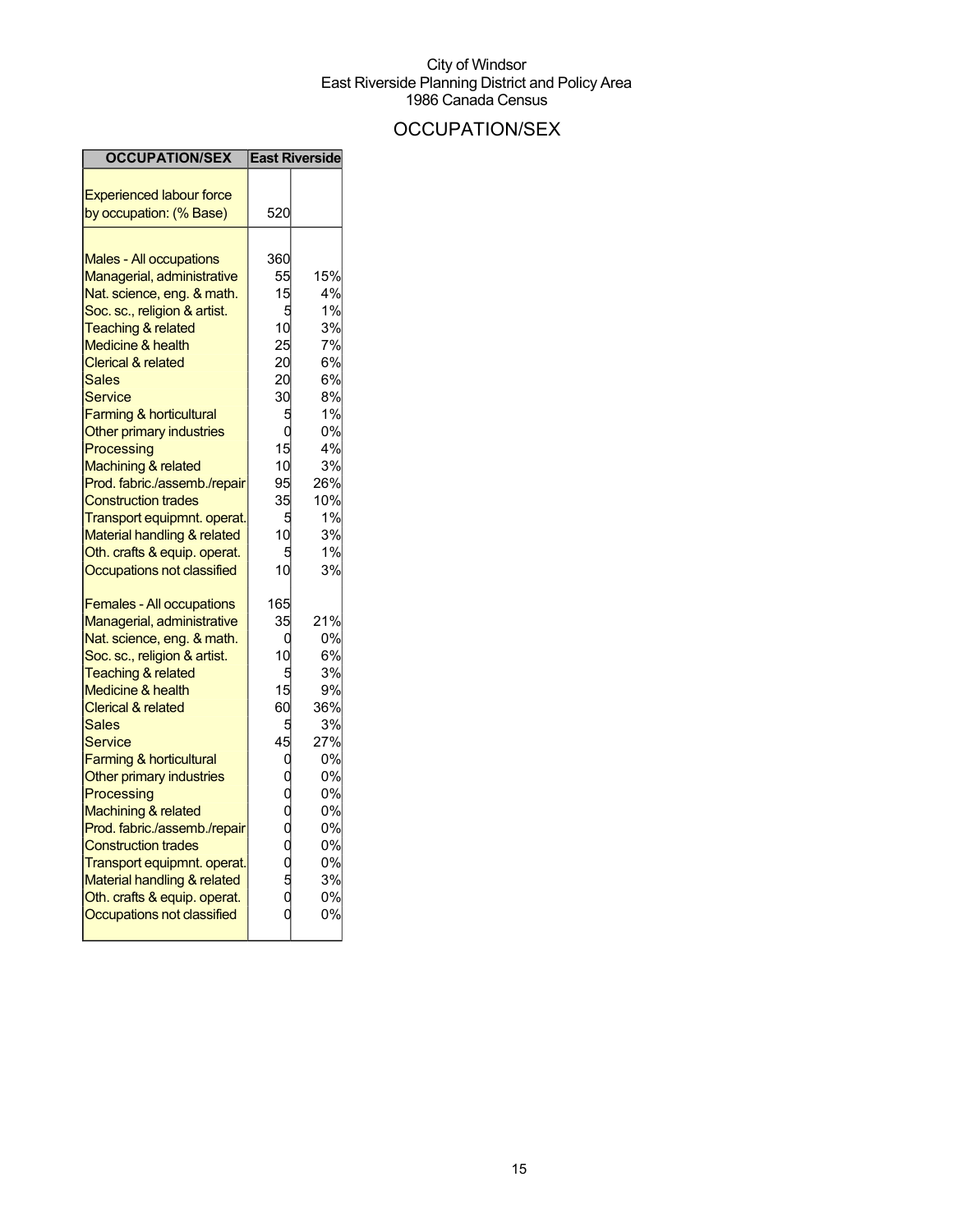City of Windsor
East Riverside Planning District and Policy Area
1986 Canada Census

# OCCUPATION/SEX

| OCCUPATION/SEX | East Riverside | |
|---|---|---|
| Experienced labour force by occupation: (% Base) | 520 | |
| Males - All occupations | 360 | |
| Managerial, administrative | 55 | 15% |
| Nat. science, eng. & math. | 15 | 4% |
| Soc. sc., religion & artist. | 5 | 1% |
| Teaching & related | 10 | 3% |
| Medicine & health | 25 | 7% |
| Clerical & related | 20 | 6% |
| Sales | 20 | 6% |
| Service | 30 | 8% |
| Farming & horticultural | 5 | 1% |
| Other primary industries | 0 | 0% |
| Processing | 15 | 4% |
| Machining & related | 10 | 3% |
| Prod. fabric./assemb./repair | 95 | 26% |
| Construction trades | 35 | 10% |
| Transport equipmnt. operat. | 5 | 1% |
| Material handling & related | 10 | 3% |
| Oth. crafts & equip. operat. | 5 | 1% |
| Occupations not classified | 10 | 3% |
| Females - All occupations | 165 | |
| Managerial, administrative | 35 | 21% |
| Nat. science, eng. & math. | 0 | 0% |
| Soc. sc., religion & artist. | 10 | 6% |
| Teaching & related | 5 | 3% |
| Medicine & health | 15 | 9% |
| Clerical & related | 60 | 36% |
| Sales | 5 | 3% |
| Service | 45 | 27% |
| Farming & horticultural | 0 | 0% |
| Other primary industries | 0 | 0% |
| Processing | 0 | 0% |
| Machining & related | 0 | 0% |
| Prod. fabric./assemb./repair | 0 | 0% |
| Construction trades | 0 | 0% |
| Transport equipmnt. operat. | 0 | 0% |
| Material handling & related | 5 | 3% |
| Oth. crafts & equip. operat. | 0 | 0% |
| Occupations not classified | 0 | 0% |